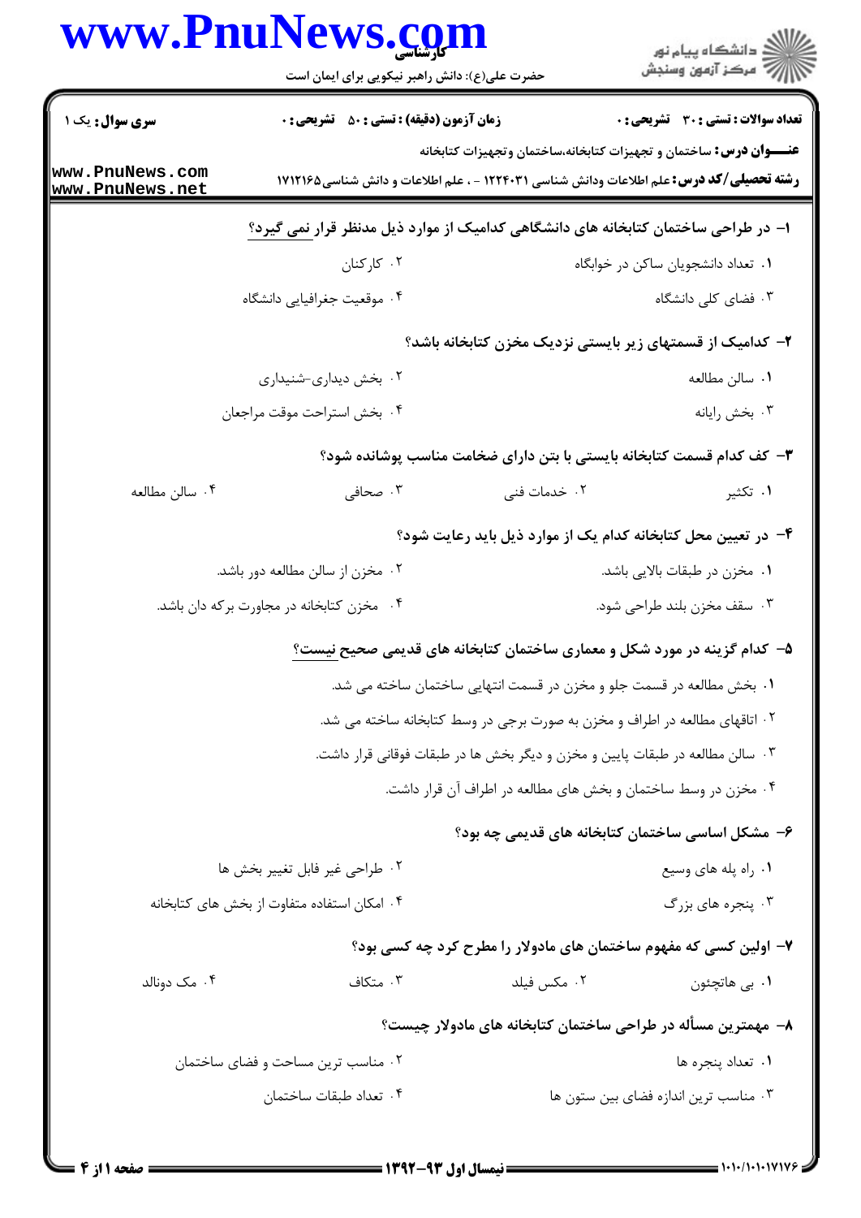**سری سوال:** یک ۱

**زمان آزمون (دقیقه) : تستی : ۵۰ تشریحی : ۰**

**تعداد سوالات : تستی : ۳۰ تشریحی : ۰**

**عنـــوان درس:** ساختمان و تجهیزات کتابخانه،ساختمان وتجهیزات کتابخانه

**رشته تحصیلی/کد درس:** علم اطلاعات ودانش شناسی ۱۲۲۴۰۳۱ - ، علم اطلاعات و دانش شناسی ۱۷۱۲۱۶۵

۱- در طراحی ساختمان کتابخانه های دانشگاهی کدامیک از موارد ذیل مدنظر قرار نمی گیرد؟

۱. تعداد دانشجویان ساکن در خوابگاه
۲. کارکنان
۳. فضای کلی دانشگاه
۴. موقعیت جغرافیایی دانشگاه

۲- کدامیک از قسمتهای زیر بایستی نزدیک مخزن کتابخانه باشد؟

۱. سالن مطالعه
۲. بخش دیداری-شنیداری
۳. بخش رایانه
۴. بخش استراحت موقت مراجعان

۳- کف کدام قسمت کتابخانه بایستی با بتن دارای ضخامت مناسب پوشانده شود؟

۱. تکثیر
۲. خدمات فنی
۳. صحافی
۴. سالن مطالعه

۴- در تعیین محل کتابخانه کدام یک از موارد ذیل باید رعایت شود؟

۱. مخزن در طبقات بالایی باشد.
۲. مخزن از سالن مطالعه دور باشد.
۳. سقف مخزن بلند طراحی شود.
۴. مخزن کتابخانه در مجاورت برکه دان باشد.

۵- کدام گزینه در مورد شکل و معماری ساختمان کتابخانه های قدیمی صحیح نیست؟

۱. بخش مطالعه در قسمت جلو و مخزن در قسمت انتهایی ساختمان ساخته می شد.
۲. اتاقهای مطالعه در اطراف و مخزن به صورت برجی در وسط کتابخانه ساخته می شد.
۳. سالن مطالعه در طبقات پایین و مخزن و دیگر بخش ها در طبقات فوقانی قرار داشت.
۴. مخزن در وسط ساختمان و بخش های مطالعه در اطراف آن قرار داشت.

۶- مشکل اساسی ساختمان کتابخانه های قدیمی چه بود؟

۱. راه پله های وسیع
۲. طراحی غیر قابل تغییر بخش ها
۳. پنجره های بزرگ
۴. امکان استفاده متفاوت از بخش های کتابخانه

۷- اولین کسی که مفهوم ساختمان های مادولار را مطرح کرد چه کسی بود؟

۱. بی هاتچئون
۲. مکس فیلد
۳. متکاف
۴. مک دونالد

۸- مهمترین مسأله در طراحی ساختمان کتابخانه های مادولار چیست؟

۱. تعداد پنجره ها
۲. مناسب ترین مساحت و فضای ساختمان
۳. مناسب ترین اندازه فضای بین ستون ها
۴. تعداد طبقات ساختمان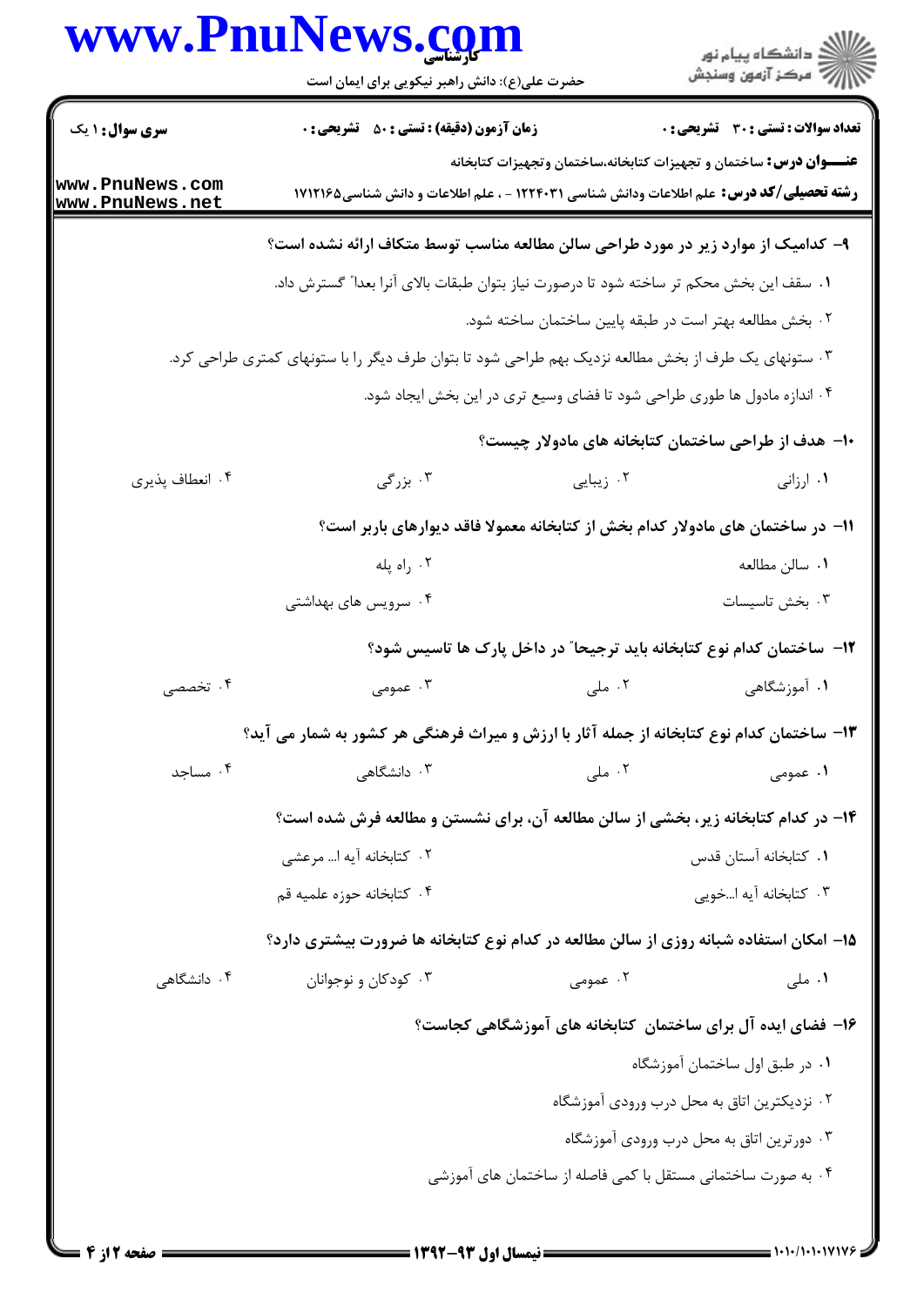**سری سوال:** ۱ یک | **زمان آزمون (دقیقه) : تستی :** ۵۰ **تشریحی :** ۰ | **تعداد سوالات : تستی :** ۳۰ **تشریحی :** ۰

**عنـــوان درس:** ساختمان و تجهیزات کتابخانه،ساختمان وتجهیزات کتابخانه

**رشته تحصیلی/کد درس:** علم اطلاعات ودانش شناسی ۱۲۲۴۰۳۱ - ، علم اطلاعات و دانش شناسی۱۷۱۲۱۶۵

**۹- کدامیک از موارد زیر در مورد طراحی سالن مطالعه مناسب توسط متکاف ارائه نشده است؟**

۱. سقف این بخش محکم تر ساخته شود تا درصورت نیاز بتوان طبقات بالای آنرا بعدا" گسترش داد.

۲. بخش مطالعه بهتر است در طبقه پایین ساختمان ساخته شود.

۳. ستونهای یک طرف از بخش مطالعه نزدیک بهم طراحی شود تا بتوان طرف دیگر را با ستونهای کمتری طراحی کرد.

۴. اندازه مادول ها طوری طراحی شود تا فضای وسیع تری در این بخش ایجاد شود.

**۱۰- هدف از طراحی ساختمان کتابخانه های مادولار چیست؟**

۱. ارزانی
۲. زیبایی
۳. بزرگی
۴. انعطاف پذیری

**۱۱- در ساختمان های مادولار کدام بخش از کتابخانه معمولا فاقد دیوارهای باربر است؟**

۱. سالن مطالعه
۲. راه پله
۳. بخش تاسیسات
۴. سرویس های بهداشتی

**۱۲- ساختمان کدام نوع کتابخانه باید ترجیحا" در داخل پارک ها تاسیس شود؟**

۱. آموزشگاهی
۲. ملی
۳. عمومی
۴. تخصصی

**۱۳- ساختمان کدام نوع کتابخانه از جمله آثار با ارزش و میراث فرهنگی هر کشور به شمار می آید؟**

۱. عمومی
۲. ملی
۳. دانشگاهی
۴. مساجد

**۱۴- در کدام کتابخانه زیر، بخشی از سالن مطالعه آن، برای نشستن و مطالعه فرش شده است؟**

۱. کتابخانه آستان قدس
۲. کتابخانه آیه ا... مرعشی
۳. کتابخانه آیه ا...خویی
۴. کتابخانه حوزه علمیه قم

**۱۵- امکان استفاده شبانه روزی از سالن مطالعه در کدام نوع کتابخانه ها ضرورت بیشتری دارد؟**

۱. ملی
۲. عمومی
۳. کودکان و نوجوانان
۴. دانشگاهی

**۱۶- فضای ایده آل برای ساختمان کتابخانه های آموزشگاهی کجاست؟**

۱. در طبق اول ساختمان آموزشگاه

۲. نزدیکترین اتاق به محل درب ورودی آموزشگاه

۳. دورترین اتاق به محل درب ورودی آموزشگاه

۴. به صورت ساختمانی مستقل با کمی فاصله از ساختمان های آموزشی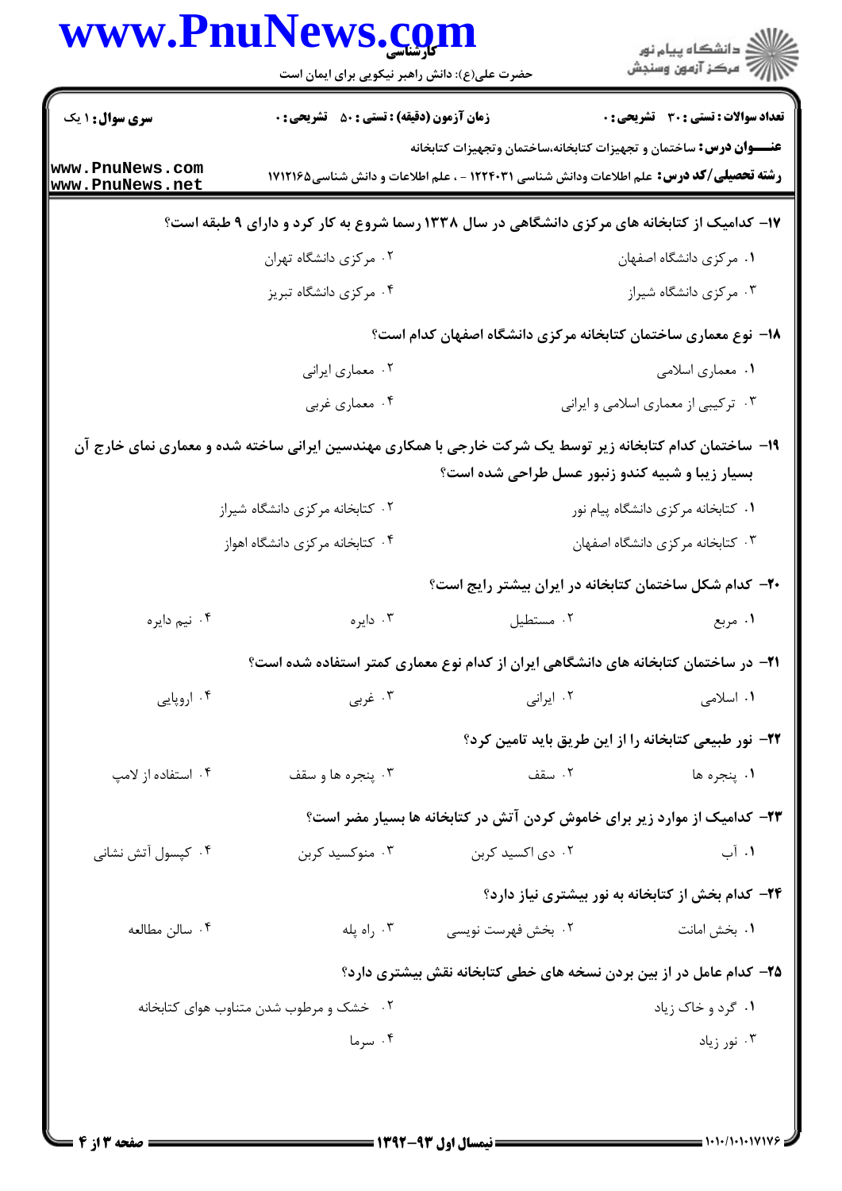**سری سوال:** ۱ یک | **زمان آزمون (دقیقه) : تستی : ۵۰ تشریحی : ۰** | **تعداد سوالات : تستی : ۳۰ تشریحی : ۰**

**عنـــوان درس:** ساختمان و تجهیزات کتابخانه،ساختمان وتجهیزات کتابخانه

**رشته تحصیلی/کد درس:** علم اطلاعات ودانش شناسی ۱۲۲۴۰۳۱ - ، علم اطلاعات و دانش شناسی۱۷۱۲۱۶۵

**۱۷- کدامیک از کتابخانه های مرکزی دانشگاهی در سال ۱۳۳۸ رسما شروع به کار کرد و دارای ۹ طبقه است؟**

۱. مرکزی دانشگاه اصفهان
۲. مرکزی دانشگاه تهران
۳. مرکزی دانشگاه شیراز
۴. مرکزی دانشگاه تبریز

**۱۸- نوع معماری ساختمان کتابخانه مرکزی دانشگاه اصفهان کدام است؟**

۱. معماری اسلامی
۲. معماری ایرانی
۳. ترکیبی از معماری اسلامی و ایرانی
۴. معماری غربی

**۱۹- ساختمان کدام کتابخانه زیر توسط یک شرکت خارجی با همکاری مهندسین ایرانی ساخته شده و معماری نمای خارج آن بسیار زیبا و شبیه کندو زنبور عسل طراحی شده است؟**

۱. کتابخانه مرکزی دانشگاه پیام نور
۲. کتابخانه مرکزی دانشگاه شیراز
۳. کتابخانه مرکزی دانشگاه اصفهان
۴. کتابخانه مرکزی دانشگاه اهواز

**۲۰- کدام شکل ساختمان کتابخانه در ایران بیشتر رایج است؟**

۱. مربع
۲. مستطیل
۳. دایره
۴. نیم دایره

**۲۱- در ساختمان کتابخانه های دانشگاهی ایران از کدام نوع معماری کمتر استفاده شده است؟**

۱. اسلامی
۲. ایرانی
۳. غربی
۴. اروپایی

**۲۲- نور طبیعی کتابخانه را از این طریق باید تامین کرد؟**

۱. پنجره ها
۲. سقف
۳. پنجره ها و سقف
۴. استفاده از لامپ

**۲۳- کدامیک از موارد زیر برای خاموش کردن آتش در کتابخانه ها بسیار مضر است؟**

۱. آب
۲. دی اکسید کربن
۳. منوکسید کربن
۴. کپسول آتش نشانی

**۲۴- کدام بخش از کتابخانه به نور بیشتری نیاز دارد؟**

۱. بخش امانت
۲. بخش فهرست نویسی
۳. راه پله
۴. سالن مطالعه

**۲۵- کدام عامل در از بین بردن نسخه های خطی کتابخانه نقش بیشتری دارد؟**

۱. گرد و خاک زیاد
۲. خشک و مرطوب شدن متناوب هوای کتابخانه
۳. نور زیاد
۴. سرما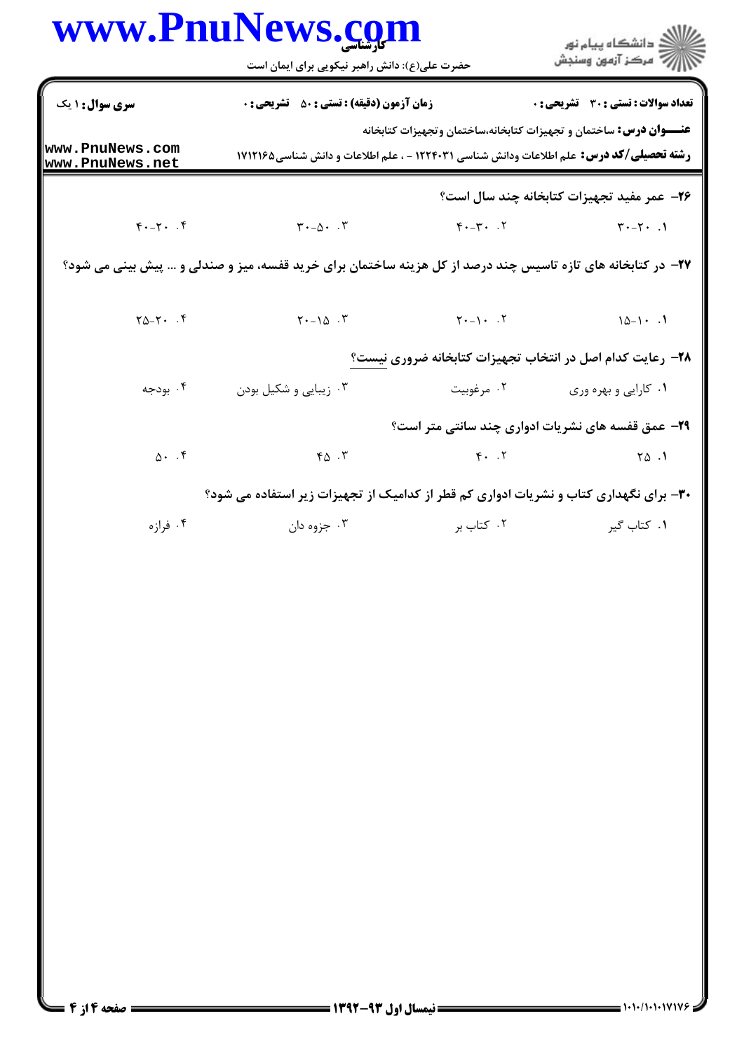**سری سوال:** ۱ یک | **زمان آزمون (دقیقه) : تستی :** ۵۰ **تشریحی :** ۰ | **تعداد سوالات : تستی :** ۳۰ **تشریحی :** ۰

**عنـــوان درس:** ساختمان و تجهیزات کتابخانه،ساختمان وتجهیزات کتابخانه

**رشته تحصیلی/کد درس:** علم اطلاعات ودانش شناسی ۱۲۲۴۰۳۱ - ، علم اطلاعات و دانش شناسی۱۷۱۲۱۶۵

**۲۶-** عمر مفید تجهیزات کتابخانه چند سال است؟

۱. ۲۰-۳۰

۲. ۳۰-۴۰

۳. ۵۰-۳۰

۴. ۲۰-۴۰

**۲۷-** در کتابخانه های تازه تاسیس چند درصد از کل هزینه ساختمان برای خرید قفسه، میز و صندلی و ... پیش بینی می شود؟

۱. ۱۰-۱۵

۲. ۱۰-۲۰

۳. ۱۵-۲۰

۴. ۲۰-۲۵

**۲۸-** رعایت کدام اصل در انتخاب تجهیزات کتابخانه ضروری نیست؟

۱. کارایی و بهره وری

۲. مرغوبیت

۳. زیبایی و شکیل بودن

۴. بودجه

**۲۹-** عمق قفسه های نشریات ادواری چند سانتی متر است؟

۱. ۲۵

۲. ۴۰

۳. ۴۵

۴. ۵۰

**۳۰-** برای نگهداری کتاب و نشریات ادواری کم قطر از کدامیک از تجهیزات زیر استفاده می شود؟

۱. کتاب گیر

۲. کتاب بر

۳. جزوه دان

۴. فرازه